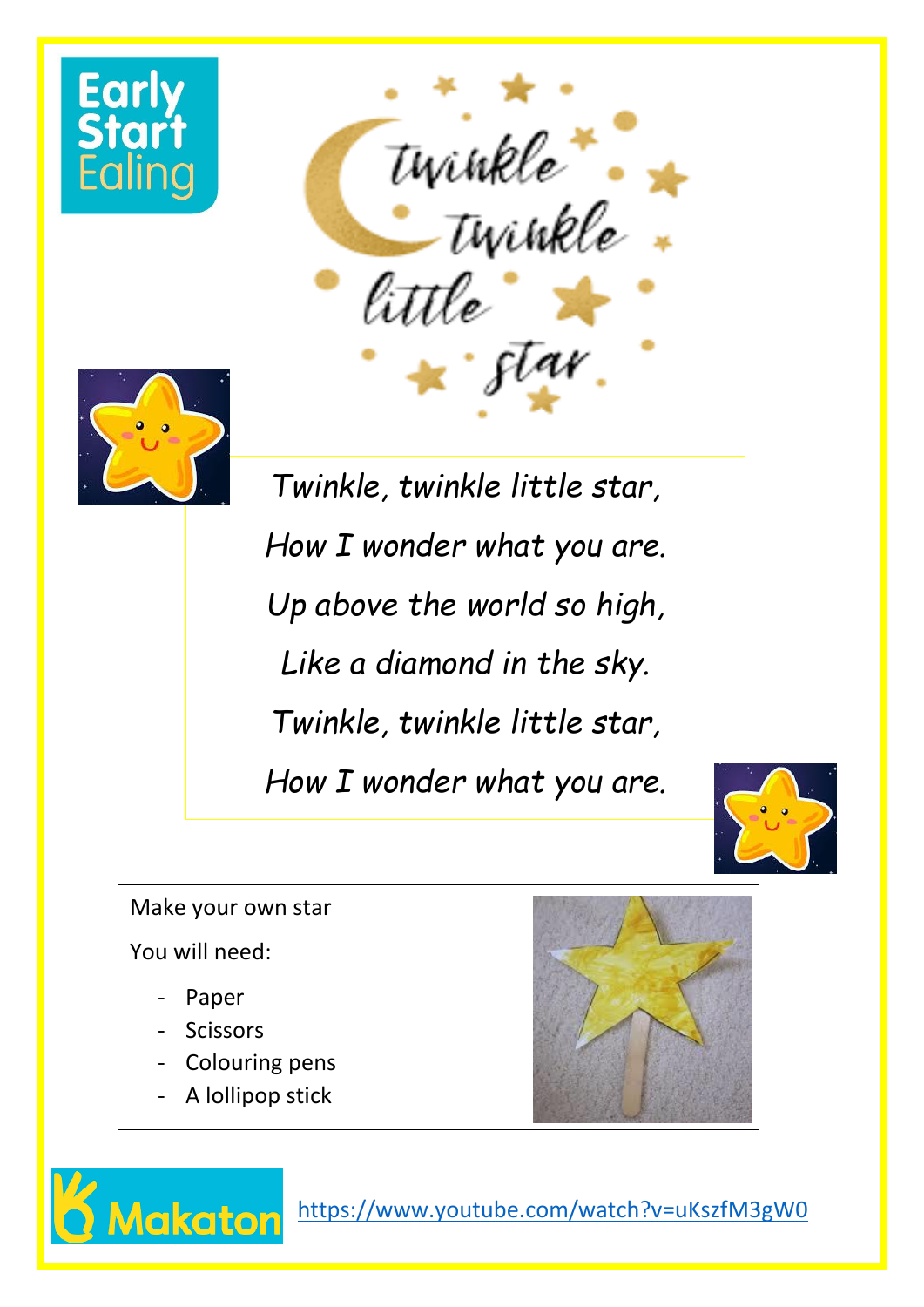Early Start Ealing

# Twinkle Twinkle little star

*Twinkle, twinkle little star,*

*How I wonder what you are.*

*Up above the world so high,*

*Like a diamond in the sky.*

*Twinkle, twinkle little star,*

*How I wonder what you are.*

Make your own star

You will need:

- Paper
- Scissors
- Colouring pens
- A lollipop stick

Makaton https://www.youtube.com/watch?v=uKszfM3gW0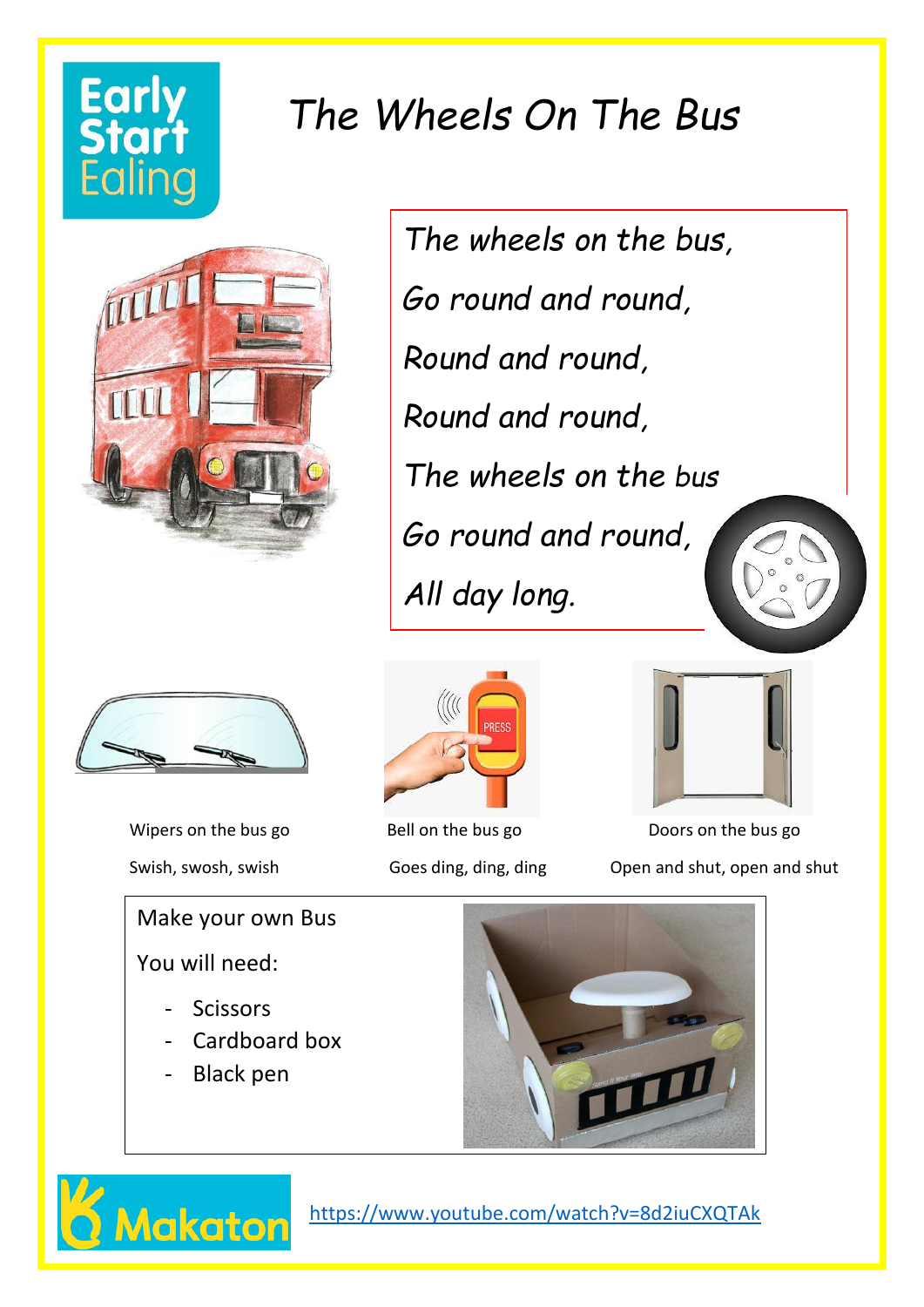# The Wheels On The Bus

*The wheels on the bus,*

*Go round and round,*

*Round and round,*

*Round and round,*

*The wheels on the bus*

*Go round and round,*

*All day long.*

Wipers on the bus go

Swish, swosh, swish

Bell on the bus go

Goes ding, ding, ding

Doors on the bus go

Open and shut, open and shut

Make your own Bus

You will need:

- Scissors
- Cardboard box
- Black pen

https://www.youtube.com/watch?v=8d2iuCXQTAk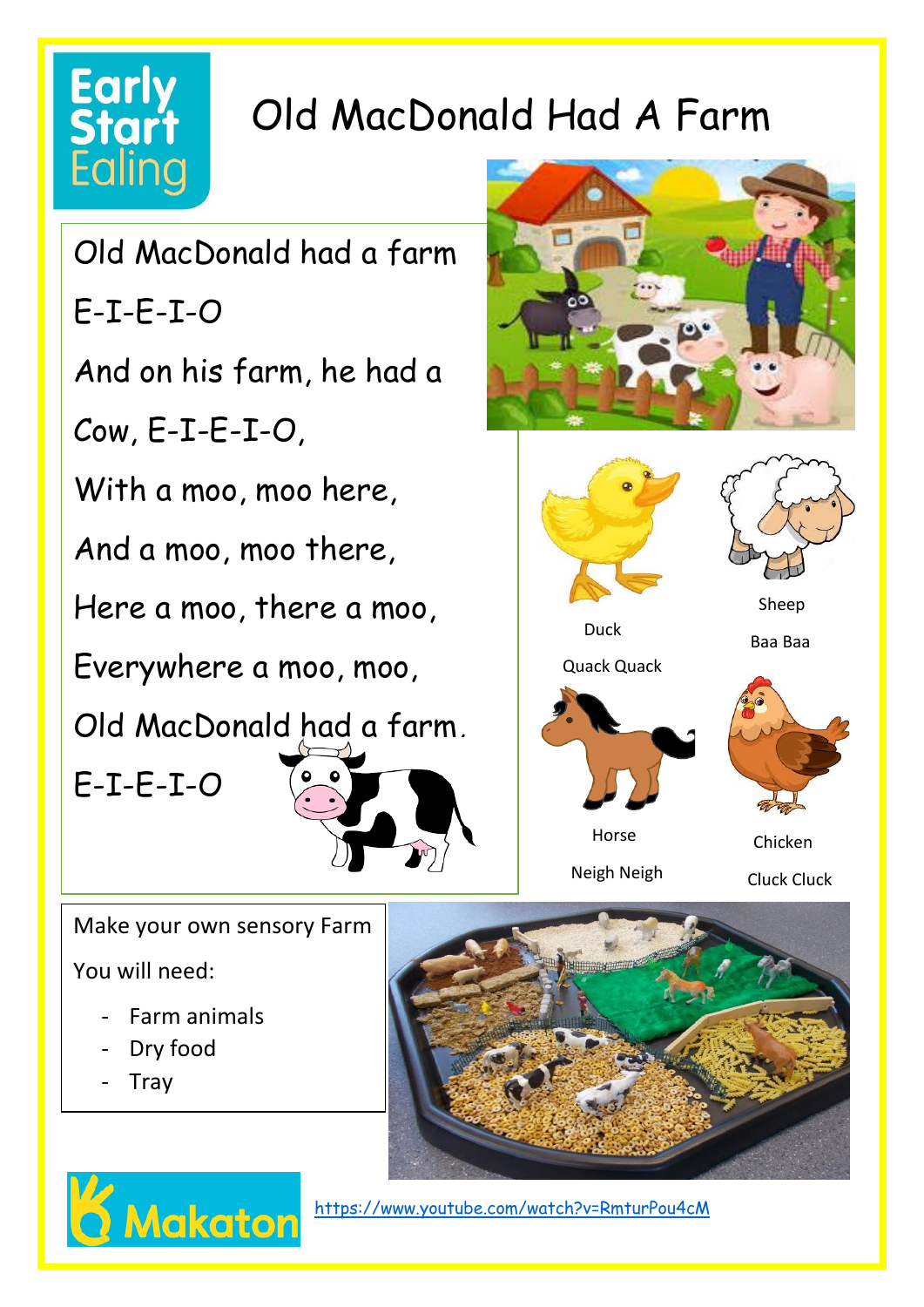Early Start Ealing

# Old MacDonald Had A Farm

Old MacDonald had a farm

E-I-E-I-O

And on his farm, he had a

Cow, E-I-E-I-O,

With a moo, moo here,

And a moo, moo there,

Here a moo, there a moo,

Everywhere a moo, moo,

Old MacDonald had a farm.

E-I-E-I-O

Duck

Quack Quack

Sheep

Baa Baa

Horse

Neigh Neigh

Chicken

Cluck Cluck

Make your own sensory Farm

You will need:

- Farm animals
- Dry food
- Tray

Makaton

https://www.youtube.com/watch?v=RmturPou4cM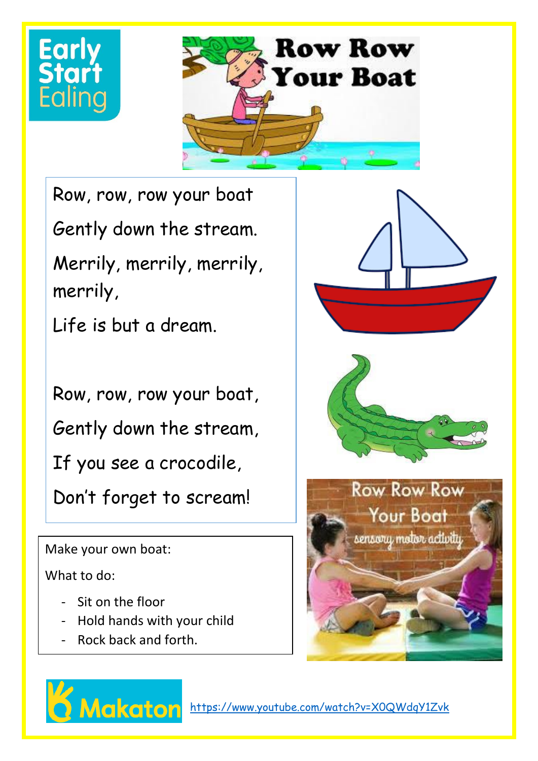Early Start Ealing

# Row Row Your Boat

Row, row, row your boat

Gently down the stream.

Merrily, merrily, merrily, merrily,

Life is but a dream.

Row, row, row your boat,

Gently down the stream,

If you see a crocodile,

Don't forget to scream!

Make your own boat:

What to do:

- Sit on the floor
- Hold hands with your child
- Rock back and forth.

Makaton https://www.youtube.com/watch?v=X0QWdqY1Zvk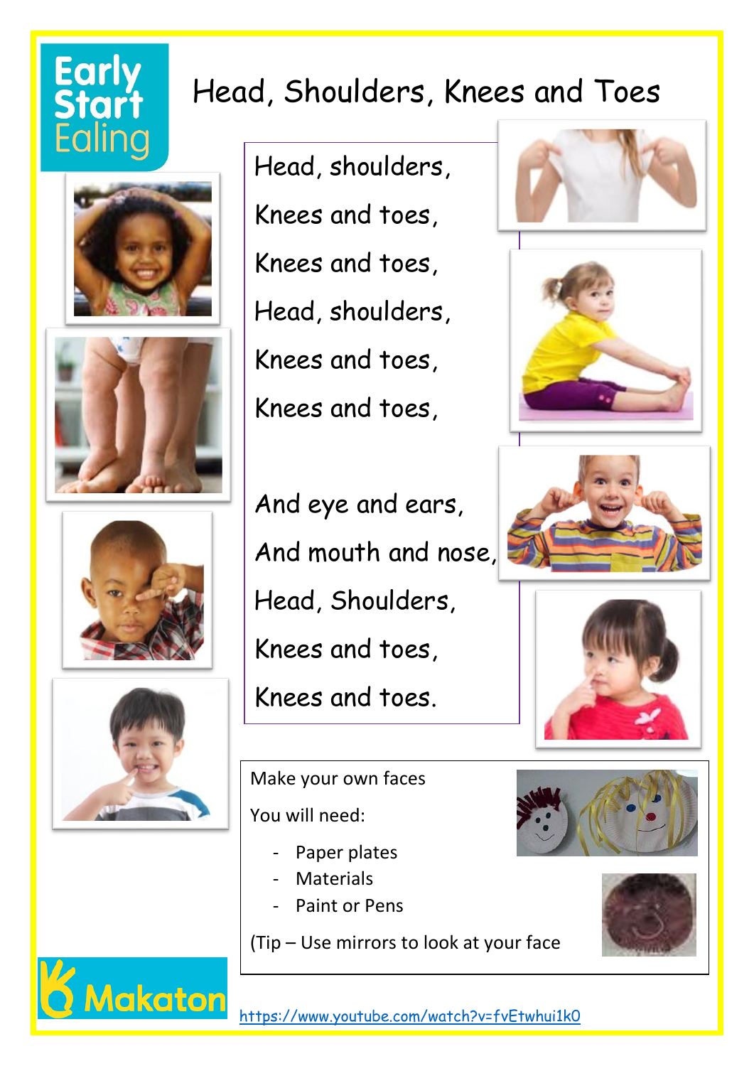Early Start Ealing

# Head, Shoulders, Knees and Toes

Head, shoulders,

Knees and toes,

Knees and toes,

Head, shoulders,

Knees and toes,

Knees and toes,

And eye and ears,

And mouth and nose,

Head, Shoulders,

Knees and toes,

Knees and toes.

Make your own faces

You will need:

- Paper plates
- Materials
- Paint or Pens

(Tip – Use mirrors to look at your face

Makaton

https://www.youtube.com/watch?v=fvEtwhui1k0